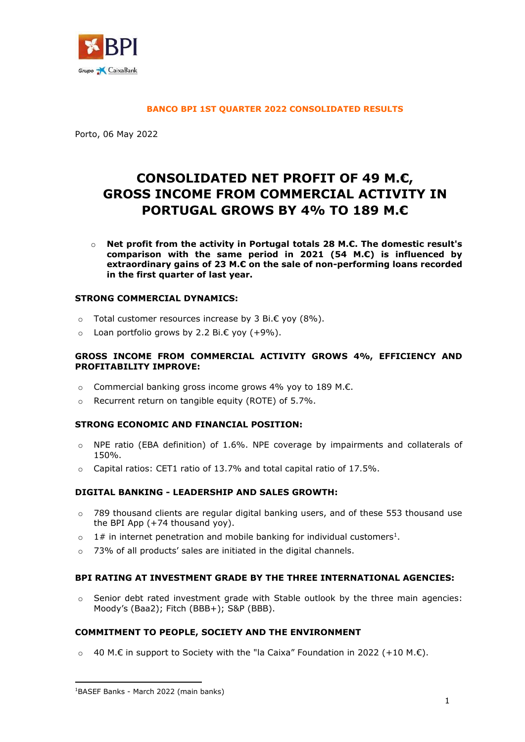**BANCO BPI 1ST QUARTER 2022 CONSOLIDATED RESULTS**

Porto, 06 May 2022

# CONSOLIDATED NET PROFIT OF 49 M.€, GROSS INCOME FROM COMMERCIAL ACTIVITY IN PORTUGAL GROWS BY 4% TO 189 M.€

- **Net profit from the activity in Portugal totals 28 M.€. The domestic result's comparison with the same period in 2021 (54 M.€) is influenced by extraordinary gains of 23 M.€ on the sale of non-performing loans recorded in the first quarter of last year.**

### STRONG COMMERCIAL DYNAMICS:

- Total customer resources increase by 3 Bi.€ yoy (8%).
- Loan portfolio grows by 2.2 Bi.€ yoy (+9%).

### GROSS INCOME FROM COMMERCIAL ACTIVITY GROWS 4%, EFFICIENCY AND PROFITABILITY IMPROVE:

- Commercial banking gross income grows 4% yoy to 189 M.€.
- Recurrent return on tangible equity (ROTE) of 5.7%.

### STRONG ECONOMIC AND FINANCIAL POSITION:

- NPE ratio (EBA definition) of 1.6%. NPE coverage by impairments and collaterals of 150%.
- Capital ratios: CET1 ratio of 13.7% and total capital ratio of 17.5%.

### DIGITAL BANKING - LEADERSHIP AND SALES GROWTH:

- 789 thousand clients are regular digital banking users, and of these 553 thousand use the BPI App (+74 thousand yoy).
- 1# in internet penetration and mobile banking for individual customers[1].
- 73% of all products' sales are initiated in the digital channels.

### BPI RATING AT INVESTMENT GRADE BY THE THREE INTERNATIONAL AGENCIES:

- Senior debt rated investment grade with Stable outlook by the three main agencies: Moody's (Baa2); Fitch (BBB+); S&P (BBB).

### COMMITMENT TO PEOPLE, SOCIETY AND THE ENVIRONMENT

- 40 M.€ in support to Society with the "la Caixa" Foundation in 2022 (+10 M.€).

[1] BASEF Banks - March 2022 (main banks)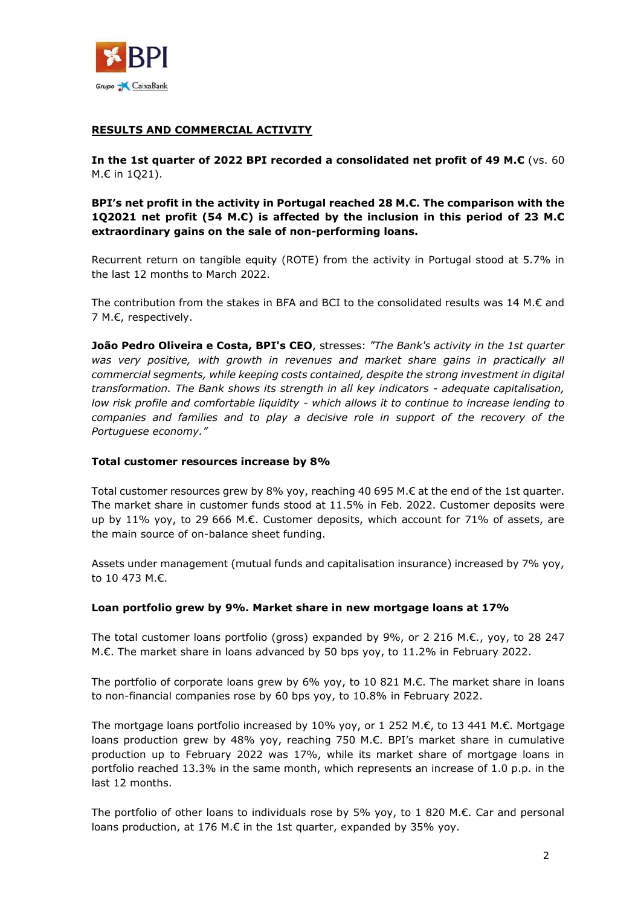## RESULTS AND COMMERCIAL ACTIVITY

**In the 1st quarter of 2022 BPI recorded a consolidated net profit of 49 M.€** (vs. 60 M.€ in 1Q21).

**BPI's net profit in the activity in Portugal reached 28 M.€. The comparison with the 1Q2021 net profit (54 M.€) is affected by the inclusion in this period of 23 M.€ extraordinary gains on the sale of non-performing loans.**

Recurrent return on tangible equity (ROTE) from the activity in Portugal stood at 5.7% in the last 12 months to March 2022.

The contribution from the stakes in BFA and BCI to the consolidated results was 14 M.€ and 7 M.€, respectively.

**João Pedro Oliveira e Costa, BPI's CEO**, stresses: *"The Bank's activity in the 1st quarter was very positive, with growth in revenues and market share gains in practically all commercial segments, while keeping costs contained, despite the strong investment in digital transformation. The Bank shows its strength in all key indicators - adequate capitalisation, low risk profile and comfortable liquidity - which allows it to continue to increase lending to companies and families and to play a decisive role in support of the recovery of the Portuguese economy."*

### Total customer resources increase by 8%

Total customer resources grew by 8% yoy, reaching 40 695 M.€ at the end of the 1st quarter. The market share in customer funds stood at 11.5% in Feb. 2022. Customer deposits were up by 11% yoy, to 29 666 M.€. Customer deposits, which account for 71% of assets, are the main source of on-balance sheet funding.

Assets under management (mutual funds and capitalisation insurance) increased by 7% yoy, to 10 473 M.€.

### Loan portfolio grew by 9%. Market share in new mortgage loans at 17%

The total customer loans portfolio (gross) expanded by 9%, or 2 216 M.€., yoy, to 28 247 M.€. The market share in loans advanced by 50 bps yoy, to 11.2% in February 2022.

The portfolio of corporate loans grew by 6% yoy, to 10 821 M.€. The market share in loans to non-financial companies rose by 60 bps yoy, to 10.8% in February 2022.

The mortgage loans portfolio increased by 10% yoy, or 1 252 M.€, to 13 441 M.€. Mortgage loans production grew by 48% yoy, reaching 750 M.€. BPI's market share in cumulative production up to February 2022 was 17%, while its market share of mortgage loans in portfolio reached 13.3% in the same month, which represents an increase of 1.0 p.p. in the last 12 months.

The portfolio of other loans to individuals rose by 5% yoy, to 1 820 M.€. Car and personal loans production, at 176 M.€ in the 1st quarter, expanded by 35% yoy.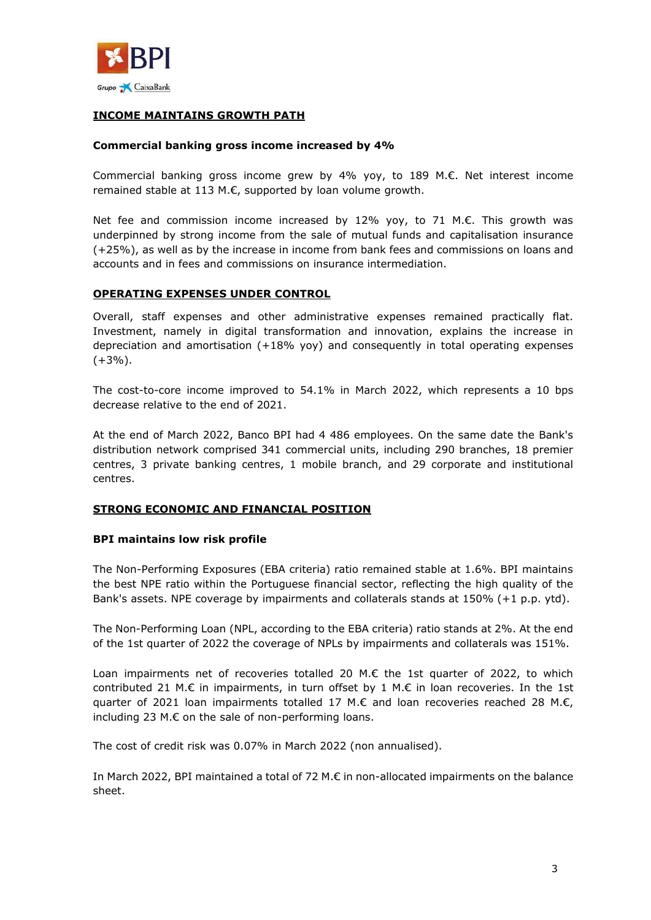## INCOME MAINTAINS GROWTH PATH

### Commercial banking gross income increased by 4%

Commercial banking gross income grew by 4% yoy, to 189 M.€. Net interest income remained stable at 113 M.€, supported by loan volume growth.

Net fee and commission income increased by 12% yoy, to 71 M.€. This growth was underpinned by strong income from the sale of mutual funds and capitalisation insurance (+25%), as well as by the increase in income from bank fees and commissions on loans and accounts and in fees and commissions on insurance intermediation.

## OPERATING EXPENSES UNDER CONTROL

Overall, staff expenses and other administrative expenses remained practically flat. Investment, namely in digital transformation and innovation, explains the increase in depreciation and amortisation (+18% yoy) and consequently in total operating expenses (+3%).

The cost-to-core income improved to 54.1% in March 2022, which represents a 10 bps decrease relative to the end of 2021.

At the end of March 2022, Banco BPI had 4 486 employees. On the same date the Bank's distribution network comprised 341 commercial units, including 290 branches, 18 premier centres, 3 private banking centres, 1 mobile branch, and 29 corporate and institutional centres.

## STRONG ECONOMIC AND FINANCIAL POSITION

### BPI maintains low risk profile

The Non-Performing Exposures (EBA criteria) ratio remained stable at 1.6%. BPI maintains the best NPE ratio within the Portuguese financial sector, reflecting the high quality of the Bank's assets. NPE coverage by impairments and collaterals stands at 150% (+1 p.p. ytd).

The Non-Performing Loan (NPL, according to the EBA criteria) ratio stands at 2%. At the end of the 1st quarter of 2022 the coverage of NPLs by impairments and collaterals was 151%.

Loan impairments net of recoveries totalled 20 M.€ the 1st quarter of 2022, to which contributed 21 M.€ in impairments, in turn offset by 1 M.€ in loan recoveries. In the 1st quarter of 2021 loan impairments totalled 17 M.€ and loan recoveries reached 28 M.€, including 23 M.€ on the sale of non-performing loans.

The cost of credit risk was 0.07% in March 2022 (non annualised).

In March 2022, BPI maintained a total of 72 M.€ in non-allocated impairments on the balance sheet.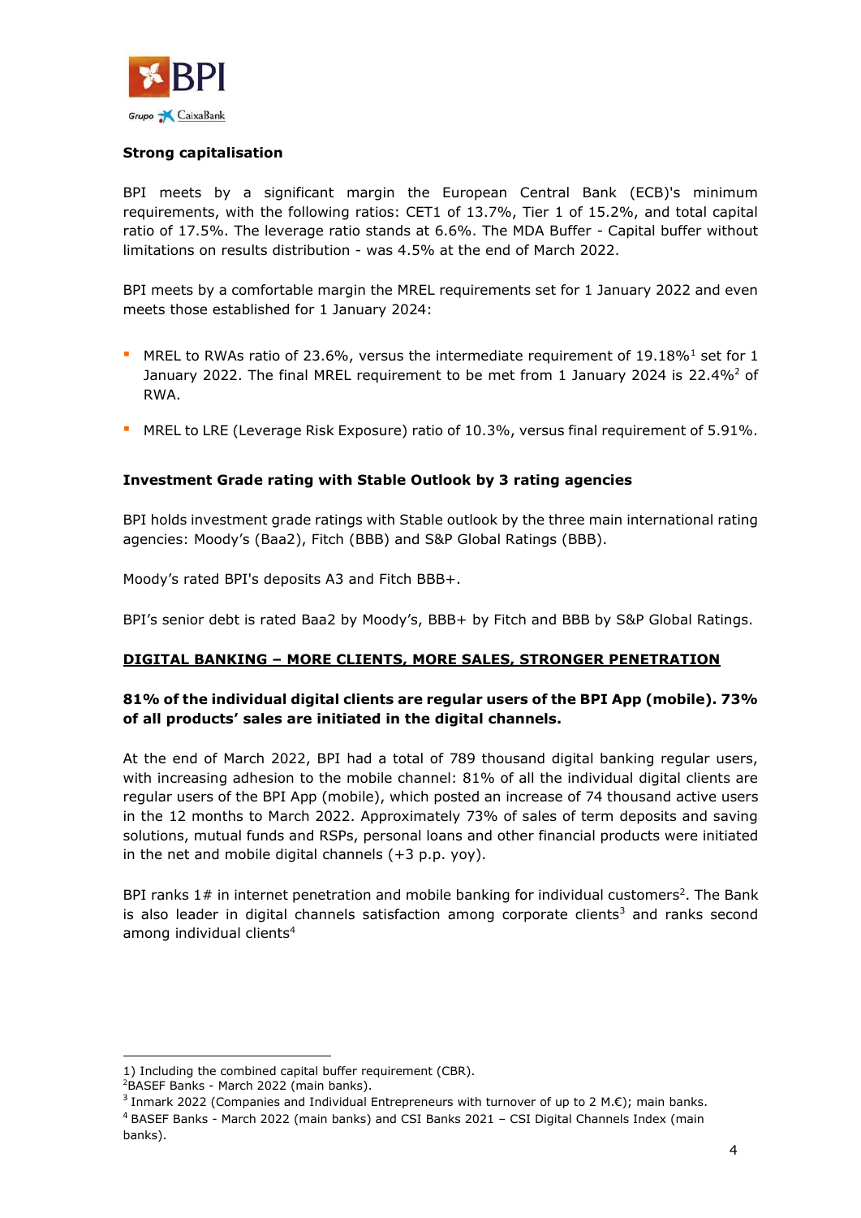**Strong capitalisation**

BPI meets by a significant margin the European Central Bank (ECB)'s minimum requirements, with the following ratios: CET1 of 13.7%, Tier 1 of 15.2%, and total capital ratio of 17.5%. The leverage ratio stands at 6.6%. The MDA Buffer - Capital buffer without limitations on results distribution - was 4.5% at the end of March 2022.

BPI meets by a comfortable margin the MREL requirements set for 1 January 2022 and even meets those established for 1 January 2024:

- MREL to RWAs ratio of 23.6%, versus the intermediate requirement of 19.18%[1] set for 1 January 2022. The final MREL requirement to be met from 1 January 2024 is 22.4%[2] of RWA.
- MREL to LRE (Leverage Risk Exposure) ratio of 10.3%, versus final requirement of 5.91%.

**Investment Grade rating with Stable Outlook by 3 rating agencies**

BPI holds investment grade ratings with Stable outlook by the three main international rating agencies: Moody's (Baa2), Fitch (BBB) and S&P Global Ratings (BBB).

Moody's rated BPI's deposits A3 and Fitch BBB+.

BPI's senior debt is rated Baa2 by Moody's, BBB+ by Fitch and BBB by S&P Global Ratings.

## DIGITAL BANKING – MORE CLIENTS, MORE SALES, STRONGER PENETRATION

**81% of the individual digital clients are regular users of the BPI App (mobile). 73% of all products' sales are initiated in the digital channels.**

At the end of March 2022, BPI had a total of 789 thousand digital banking regular users, with increasing adhesion to the mobile channel: 81% of all the individual digital clients are regular users of the BPI App (mobile), which posted an increase of 74 thousand active users in the 12 months to March 2022. Approximately 73% of sales of term deposits and saving solutions, mutual funds and RSPs, personal loans and other financial products were initiated in the net and mobile digital channels (+3 p.p. yoy).

BPI ranks 1# in internet penetration and mobile banking for individual customers[2]. The Bank is also leader in digital channels satisfaction among corporate clients[3] and ranks second among individual clients[4]

---

1) Including the combined capital buffer requirement (CBR).
[2] BASEF Banks - March 2022 (main banks).
[3] Inmark 2022 (Companies and Individual Entrepreneurs with turnover of up to 2 M.€); main banks.
[4] BASEF Banks - March 2022 (main banks) and CSI Banks 2021 – CSI Digital Channels Index (main banks).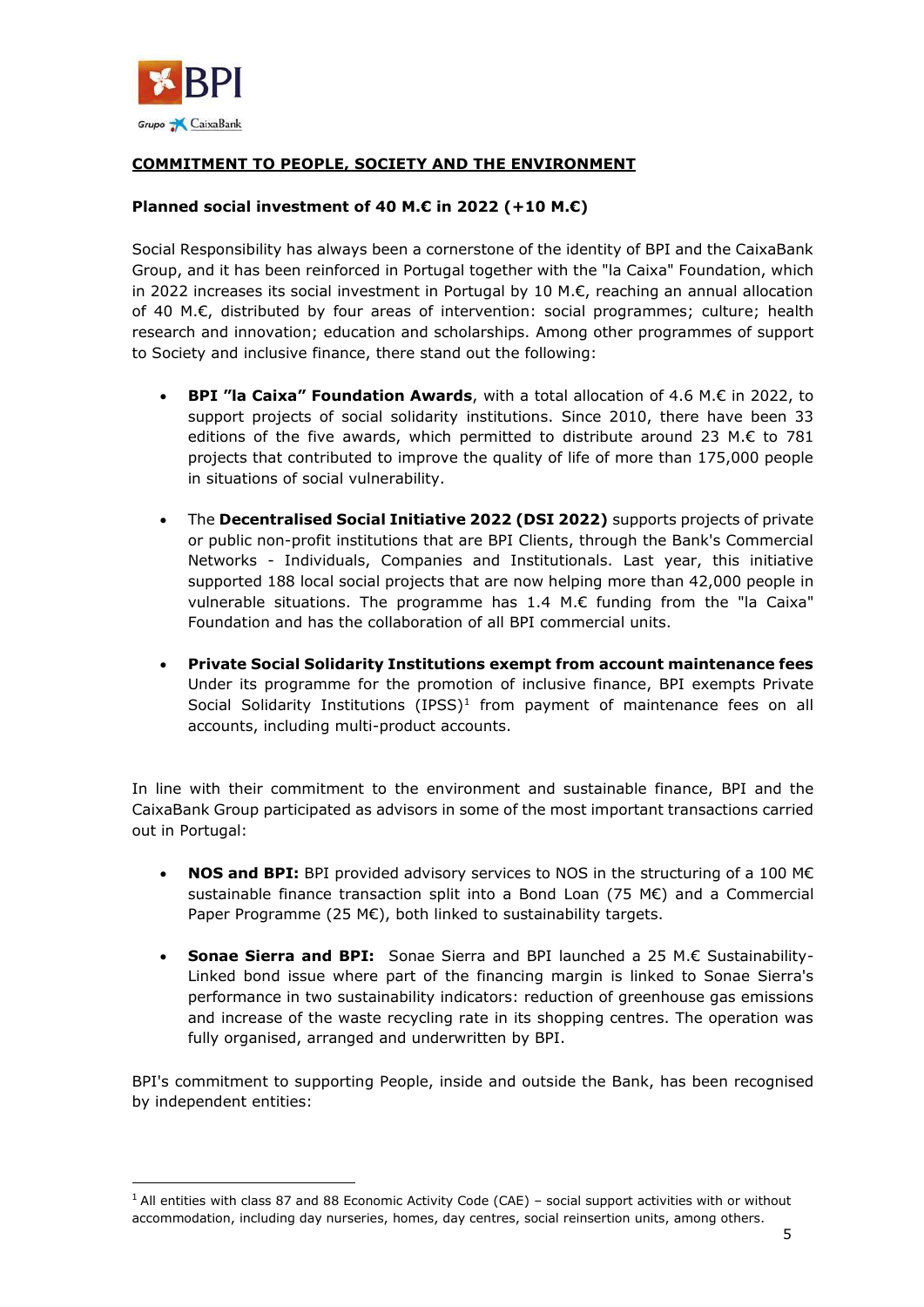## COMMITMENT TO PEOPLE, SOCIETY AND THE ENVIRONMENT

### Planned social investment of 40 M.€ in 2022 (+10 M.€)

Social Responsibility has always been a cornerstone of the identity of BPI and the CaixaBank Group, and it has been reinforced in Portugal together with the "la Caixa" Foundation, which in 2022 increases its social investment in Portugal by 10 M.€, reaching an annual allocation of 40 M.€, distributed by four areas of intervention: social programmes; culture; health research and innovation; education and scholarships. Among other programmes of support to Society and inclusive finance, there stand out the following:

- **BPI "la Caixa" Foundation Awards**, with a total allocation of 4.6 M.€ in 2022, to support projects of social solidarity institutions. Since 2010, there have been 33 editions of the five awards, which permitted to distribute around 23 M.€ to 781 projects that contributed to improve the quality of life of more than 175,000 people in situations of social vulnerability.

- The **Decentralised Social Initiative 2022 (DSI 2022)** supports projects of private or public non-profit institutions that are BPI Clients, through the Bank's Commercial Networks - Individuals, Companies and Institutionals. Last year, this initiative supported 188 local social projects that are now helping more than 42,000 people in vulnerable situations. The programme has 1.4 M.€ funding from the "la Caixa" Foundation and has the collaboration of all BPI commercial units.

- **Private Social Solidarity Institutions exempt from account maintenance fees** Under its programme for the promotion of inclusive finance, BPI exempts Private Social Solidarity Institutions (IPSS)[1] from payment of maintenance fees on all accounts, including multi-product accounts.

In line with their commitment to the environment and sustainable finance, BPI and the CaixaBank Group participated as advisors in some of the most important transactions carried out in Portugal:

- **NOS and BPI:** BPI provided advisory services to NOS in the structuring of a 100 M€ sustainable finance transaction split into a Bond Loan (75 M€) and a Commercial Paper Programme (25 M€), both linked to sustainability targets.

- **Sonae Sierra and BPI:** Sonae Sierra and BPI launched a 25 M.€ Sustainability-Linked bond issue where part of the financing margin is linked to Sonae Sierra's performance in two sustainability indicators: reduction of greenhouse gas emissions and increase of the waste recycling rate in its shopping centres. The operation was fully organised, arranged and underwritten by BPI.

BPI's commitment to supporting People, inside and outside the Bank, has been recognised by independent entities:

[1] All entities with class 87 and 88 Economic Activity Code (CAE) – social support activities with or without accommodation, including day nurseries, homes, day centres, social reinsertion units, among others.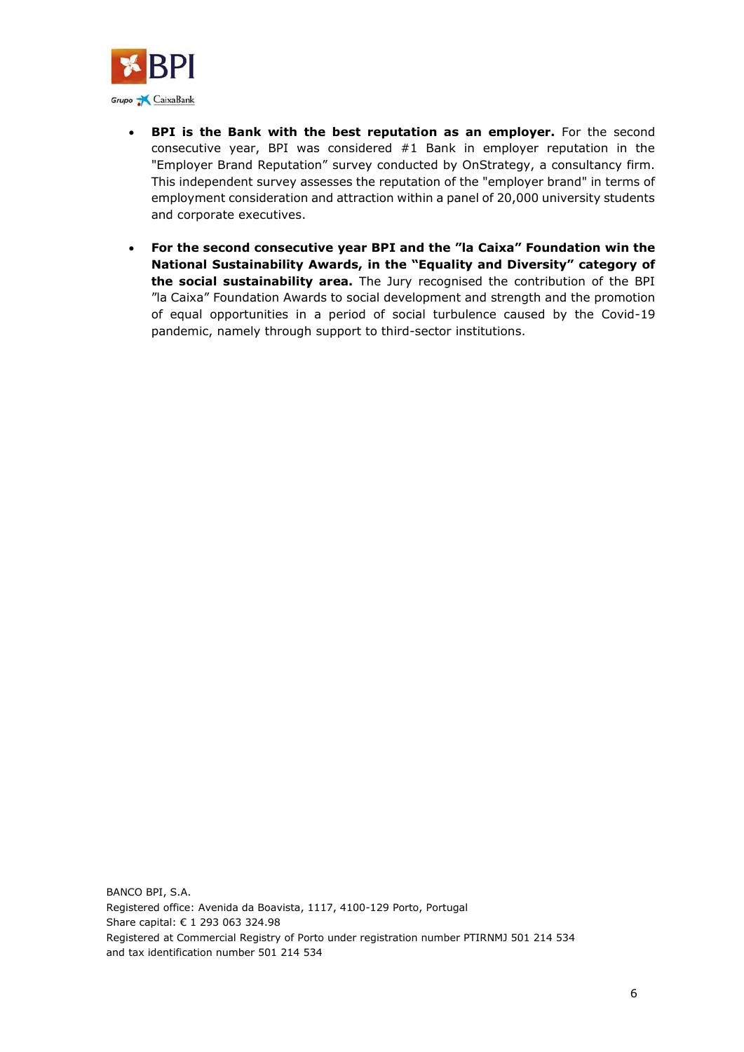- **BPI is the Bank with the best reputation as an employer.** For the second consecutive year, BPI was considered #1 Bank in employer reputation in the "Employer Brand Reputation" survey conducted by OnStrategy, a consultancy firm. This independent survey assesses the reputation of the "employer brand" in terms of employment consideration and attraction within a panel of 20,000 university students and corporate executives.

- **For the second consecutive year BPI and the "la Caixa" Foundation win the National Sustainability Awards, in the "Equality and Diversity" category of the social sustainability area.** The Jury recognised the contribution of the BPI "la Caixa" Foundation Awards to social development and strength and the promotion of equal opportunities in a period of social turbulence caused by the Covid-19 pandemic, namely through support to third-sector institutions.

BANCO BPI, S.A.
Registered office: Avenida da Boavista, 1117, 4100-129 Porto, Portugal
Share capital: € 1 293 063 324.98
Registered at Commercial Registry of Porto under registration number PTIRNMJ 501 214 534
and tax identification number 501 214 534